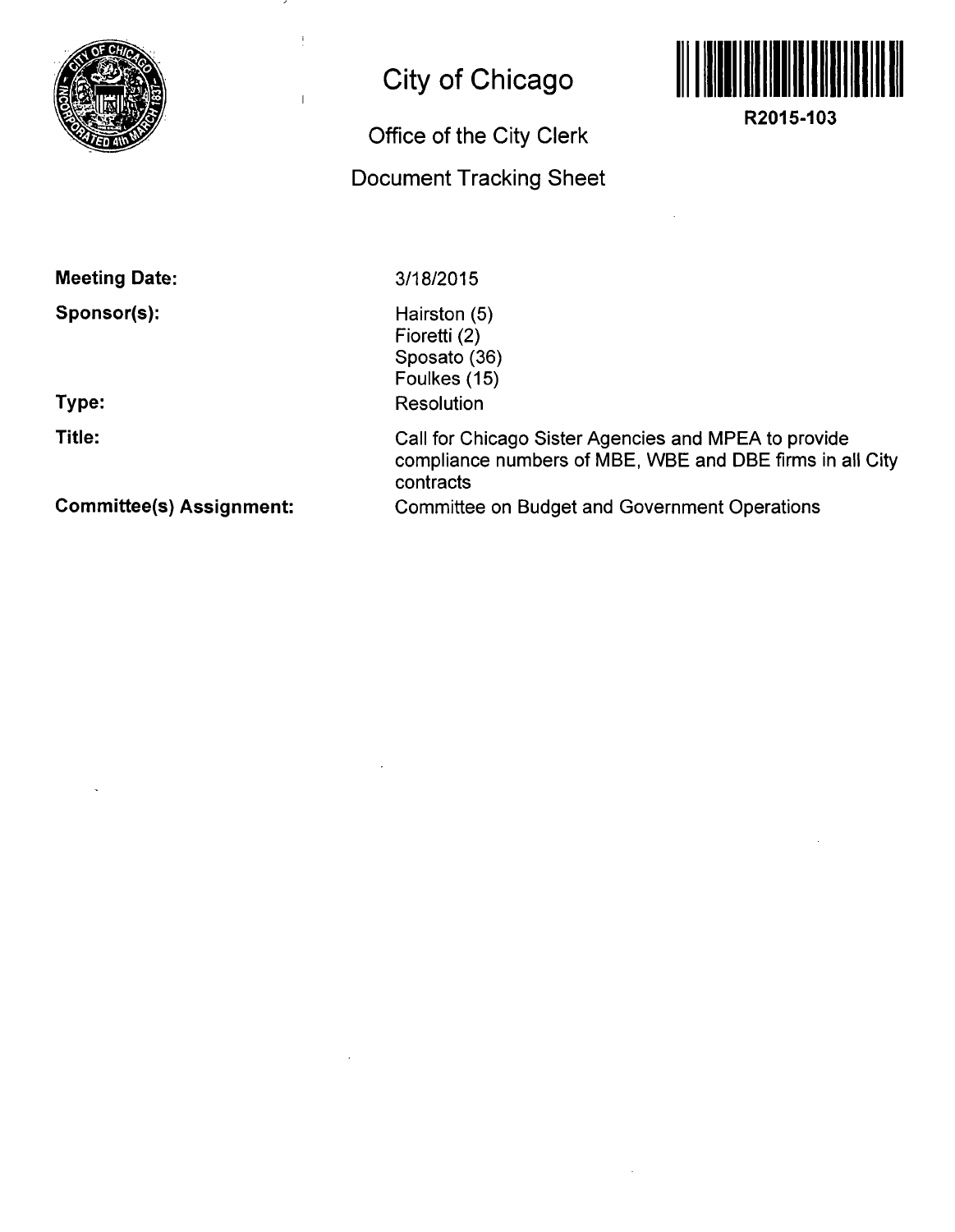# City of Chicago

## Office of the City Clerk

## Document Tracking Sheet

**R2015-103**

**Meeting Date:** 3/18/2015

**Sponsor(s):**
Hairston (5)
Fioretti (2)
Sposato (36)
Foulkes (15)

**Type:** Resolution

**Title:** Call for Chicago Sister Agencies and MPEA to provide compliance numbers of MBE, WBE and DBE firms in all City contracts

**Committee(s) Assignment:** Committee on Budget and Government Operations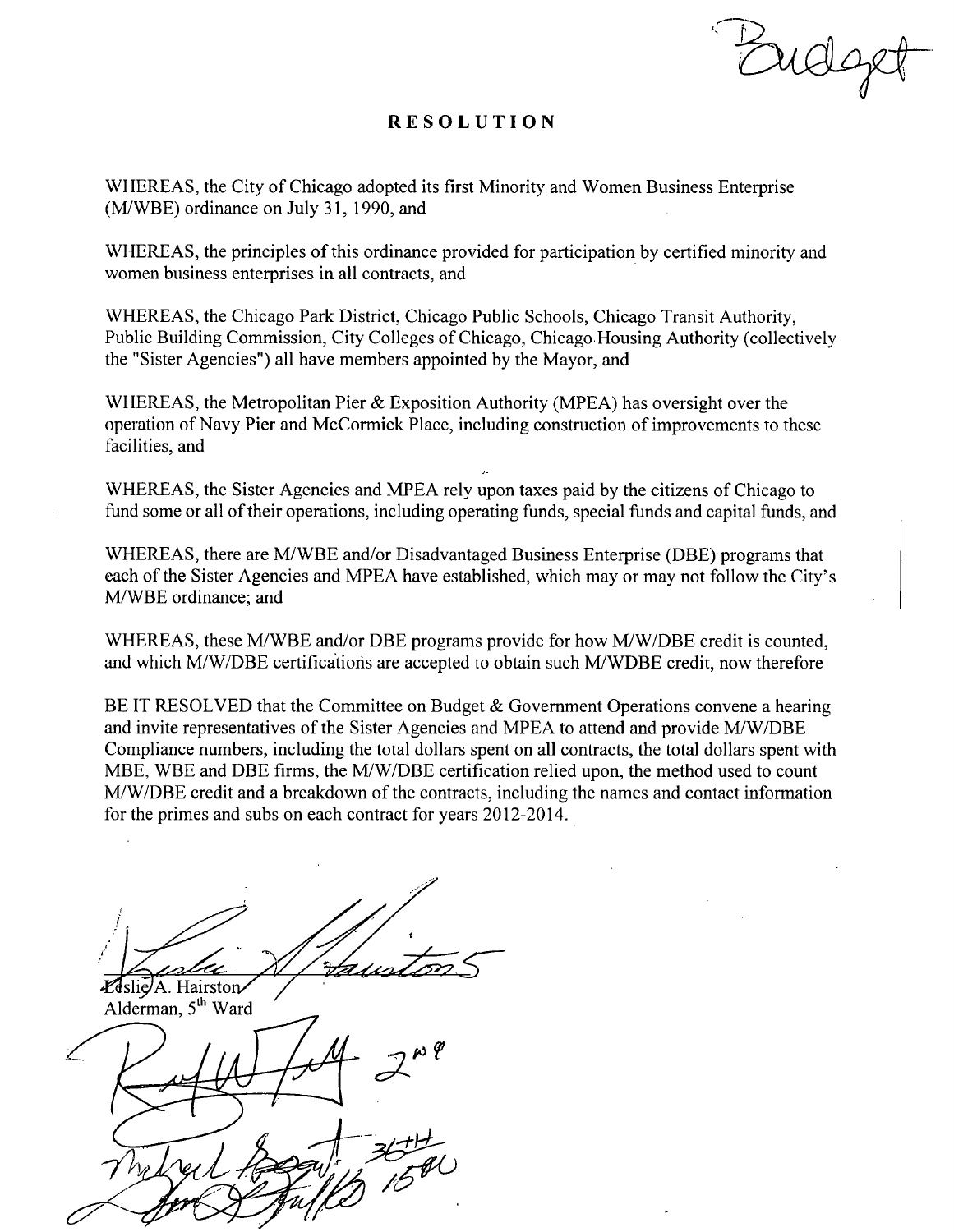Budget

# RESOLUTION

WHEREAS, the City of Chicago adopted its first Minority and Women Business Enterprise (M/WBE) ordinance on July 31, 1990, and

WHEREAS, the principles of this ordinance provided for participation by certified minority and women business enterprises in all contracts, and

WHEREAS, the Chicago Park District, Chicago Public Schools, Chicago Transit Authority, Public Building Commission, City Colleges of Chicago, Chicago Housing Authority (collectively the "Sister Agencies") all have members appointed by the Mayor, and

WHEREAS, the Metropolitan Pier & Exposition Authority (MPEA) has oversight over the operation of Navy Pier and McCormick Place, including construction of improvements to these facilities, and

WHEREAS, the Sister Agencies and MPEA rely upon taxes paid by the citizens of Chicago to fund some or all of their operations, including operating funds, special funds and capital funds, and

WHEREAS, there are M/WBE and/or Disadvantaged Business Enterprise (DBE) programs that each of the Sister Agencies and MPEA have established, which may or may not follow the City's M/WBE ordinance; and

WHEREAS, these M/WBE and/or DBE programs provide for how M/W/DBE credit is counted, and which M/W/DBE certifications are accepted to obtain such M/WDBE credit, now therefore

BE IT RESOLVED that the Committee on Budget & Government Operations convene a hearing and invite representatives of the Sister Agencies and MPEA to attend and provide M/W/DBE Compliance numbers, including the total dollars spent on all contracts, the total dollars spent with MBE, WBE and DBE firms, the M/W/DBE certification relied upon, the method used to count M/W/DBE credit and a breakdown of the contracts, including the names and contact information for the primes and subs on each contract for years 2012-2014.

Leslie A. Hairston 5

Leslie A. Hairston
Alderman, 5th Ward

2nd

36TH

15th